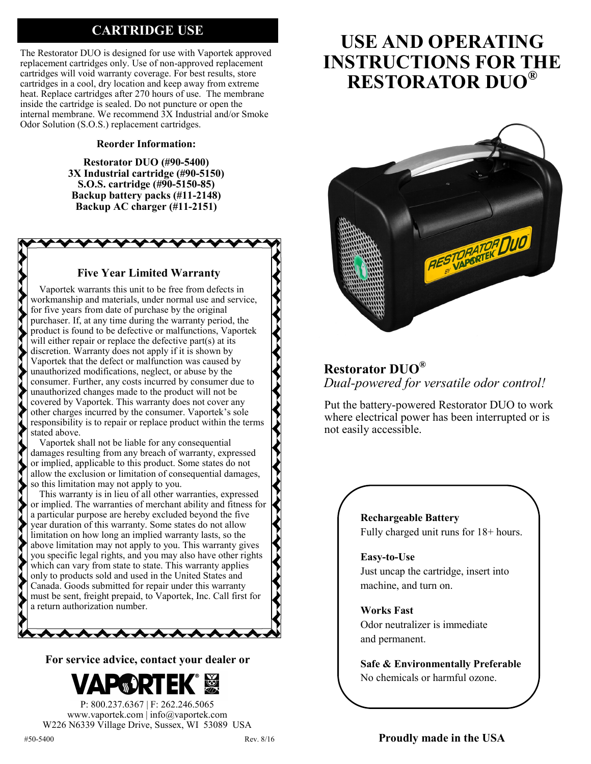## CARTRIDGE USE

The Restorator DUO is designed for use with Vaportek approved replacement cartridges only. Use of non-approved replacement cartridges will void warranty coverage. For best results, store cartridges in a cool, dry location and keep away from extreme heat. Replace cartridges after 270 hours of use. The membrane inside the cartridge is sealed. Do not puncture or open the internal membrane. We recommend 3X Industrial and/or Smoke Odor Solution (S.O.S.) replacement cartridges.

**Reorder Information:**

**Restorator DUO (#90-5400)**
**3X Industrial cartridge (#90-5150)**
**S.O.S. cartridge (#90-5150-85)**
**Backup battery packs (#11-2148)**
**Backup AC charger (#11-2151)**

### Five Year Limited Warranty

Vaportek warrants this unit to be free from defects in workmanship and materials, under normal use and service, for five years from date of purchase by the original purchaser. If, at any time during the warranty period, the product is found to be defective or malfunctions, Vaportek will either repair or replace the defective part(s) at its discretion. Warranty does not apply if it is shown by Vaportek that the defect or malfunction was caused by unauthorized modifications, neglect, or abuse by the consumer. Further, any costs incurred by consumer due to unauthorized changes made to the product will not be covered by Vaportek. This warranty does not cover any other charges incurred by the consumer. Vaportek's sole responsibility is to repair or replace product within the terms stated above.

Vaportek shall not be liable for any consequential damages resulting from any breach of warranty, expressed or implied, applicable to this product. Some states do not allow the exclusion or limitation of consequential damages, so this limitation may not apply to you.

This warranty is in lieu of all other warranties, expressed or implied. The warranties of merchant ability and fitness for a particular purpose are hereby excluded beyond the five year duration of this warranty. Some states do not allow limitation on how long an implied warranty lasts, so the above limitation may not apply to you. This warranty gives you specific legal rights, and you may also have other rights which can vary from state to state. This warranty applies only to products sold and used in the United States and Canada. Goods submitted for repair under this warranty must be sent, freight prepaid, to Vaportek, Inc. Call first for a return authorization number.

**For service advice, contact your dealer or**

**VAPORTEK®**

P: 800.237.6367 | F: 262.246.5065
www.vaportek.com | info@vaportek.com
W226 N6339 Village Drive, Sussex, WI 53089 USA

#50-5400 Rev. 8/16

# USE AND OPERATING INSTRUCTIONS FOR THE RESTORATOR DUO®

## Restorator DUO®

*Dual-powered for versatile odor control!*

Put the battery-powered Restorator DUO to work where electrical power has been interrupted or is not easily accessible.

**Rechargeable Battery**
Fully charged unit runs for 18+ hours.

**Easy-to-Use**
Just uncap the cartridge, insert into machine, and turn on.

**Works Fast**
Odor neutralizer is immediate and permanent.

**Safe & Environmentally Preferable**
No chemicals or harmful ozone.

**Proudly made in the USA**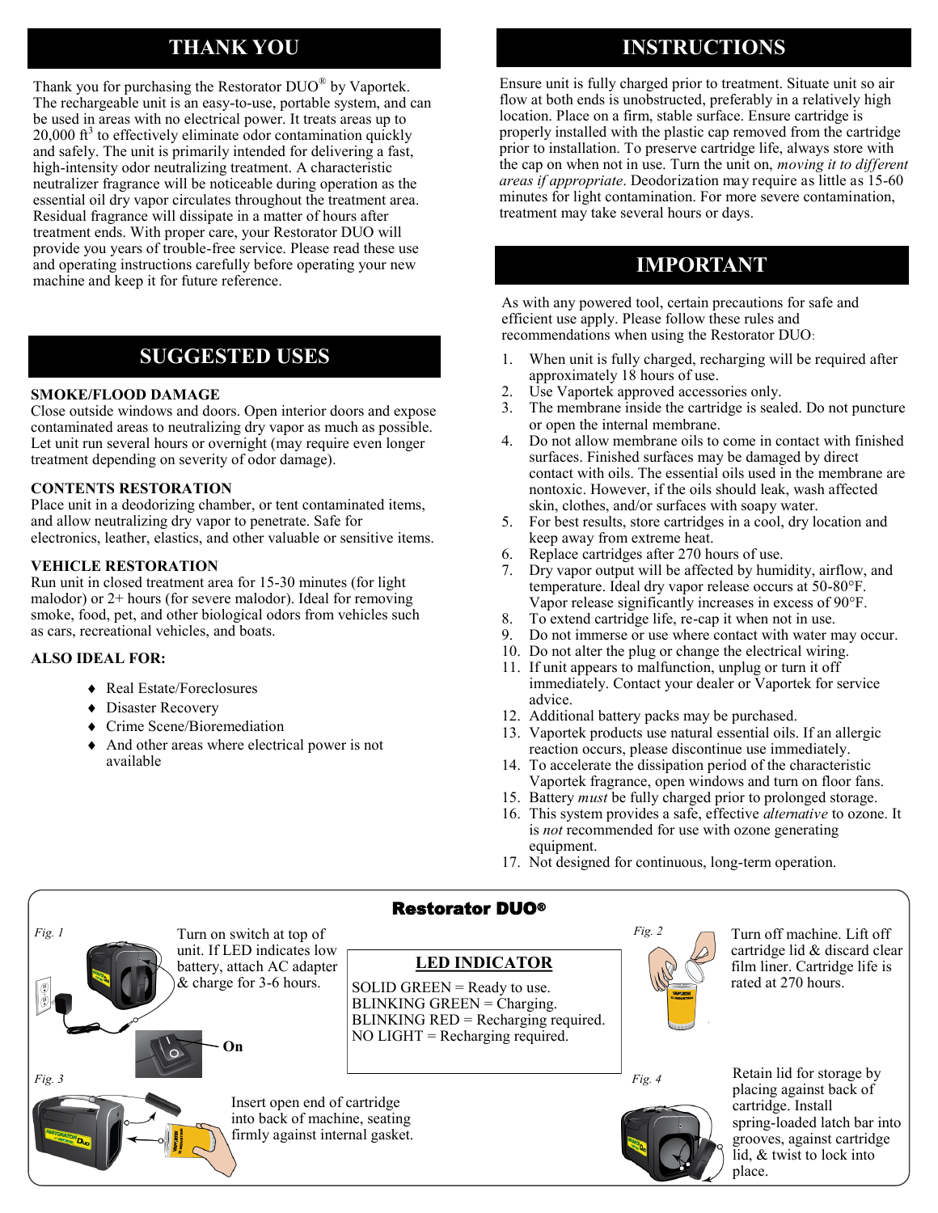## THANK YOU

Thank you for purchasing the Restorator DUO® by Vaportek. The rechargeable unit is an easy-to-use, portable system, and can be used in areas with no electrical power. It treats areas up to 20,000 ft$^3$ to effectively eliminate odor contamination quickly and safely. The unit is primarily intended for delivering a fast, high-intensity odor neutralizing treatment. A characteristic neutralizer fragrance will be noticeable during operation as the essential oil dry vapor circulates throughout the treatment area. Residual fragrance will dissipate in a matter of hours after treatment ends. With proper care, your Restorator DUO will provide you years of trouble-free service. Please read these use and operating instructions carefully before operating your new machine and keep it for future reference.

## SUGGESTED USES

**SMOKE/FLOOD DAMAGE**
Close outside windows and doors. Open interior doors and expose contaminated areas to neutralizing dry vapor as much as possible. Let unit run several hours or overnight (may require even longer treatment depending on severity of odor damage).

**CONTENTS RESTORATION**
Place unit in a deodorizing chamber, or tent contaminated items, and allow neutralizing dry vapor to penetrate. Safe for electronics, leather, elastics, and other valuable or sensitive items.

**VEHICLE RESTORATION**
Run unit in closed treatment area for 15-30 minutes (for light malodor) or 2+ hours (for severe malodor). Ideal for removing smoke, food, pet, and other biological odors from vehicles such as cars, recreational vehicles, and boats.

**ALSO IDEAL FOR:**

- Real Estate/Foreclosures
- Disaster Recovery
- Crime Scene/Bioremediation
- And other areas where electrical power is not available

## INSTRUCTIONS

Ensure unit is fully charged prior to treatment. Situate unit so air flow at both ends is unobstructed, preferably in a relatively high location. Place on a firm, stable surface. Ensure cartridge is properly installed with the plastic cap removed from the cartridge prior to installation. To preserve cartridge life, always store with the cap on when not in use. Turn the unit on, *moving it to different areas if appropriate*. Deodorization may require as little as 15-60 minutes for light contamination. For more severe contamination, treatment may take several hours or days.

## IMPORTANT

As with any powered tool, certain precautions for safe and efficient use apply. Please follow these rules and recommendations when using the Restorator DUO:

1. When unit is fully charged, recharging will be required after approximately 18 hours of use.
2. Use Vaportek approved accessories only.
3. The membrane inside the cartridge is sealed. Do not puncture or open the internal membrane.
4. Do not allow membrane oils to come in contact with finished surfaces. Finished surfaces may be damaged by direct contact with oils. The essential oils used in the membrane are nontoxic. However, if the oils should leak, wash affected skin, clothes, and/or surfaces with soapy water.
5. For best results, store cartridges in a cool, dry location and keep away from extreme heat.
6. Replace cartridges after 270 hours of use.
7. Dry vapor output will be affected by humidity, airflow, and temperature. Ideal dry vapor release occurs at 50-80°F. Vapor release significantly increases in excess of 90°F.
8. To extend cartridge life, re-cap it when not in use.
9. Do not immerse or use where contact with water may occur.
10. Do not alter the plug or change the electrical wiring.
11. If unit appears to malfunction, unplug or turn it off immediately. Contact your dealer or Vaportek for service advice.
12. Additional battery packs may be purchased.
13. Vaportek products use natural essential oils. If an allergic reaction occurs, please discontinue use immediately.
14. To accelerate the dissipation period of the characteristic Vaportek fragrance, open windows and turn on floor fans.
15. Battery *must* be fully charged prior to prolonged storage.
16. This system provides a safe, effective *alternative* to ozone. It is *not* recommended for use with ozone generating equipment.
17. Not designed for continuous, long-term operation.

## Restorator DUO®

*Fig. 1*

Turn on switch at top of unit. If LED indicates low battery, attach AC adapter & charge for 3-6 hours.

On

**LED INDICATOR**

SOLID GREEN = Ready to use.
BLINKING GREEN = Charging.
BLINKING RED = Recharging required.
NO LIGHT = Recharging required.

*Fig. 2*

Turn off machine. Lift off cartridge lid & discard clear film liner. Cartridge life is rated at 270 hours.

*Fig. 3*

Insert open end of cartridge into back of machine, seating firmly against internal gasket.

*Fig. 4*

Retain lid for storage by placing against back of cartridge. Install spring-loaded latch bar into grooves, against cartridge lid, & twist to lock into place.